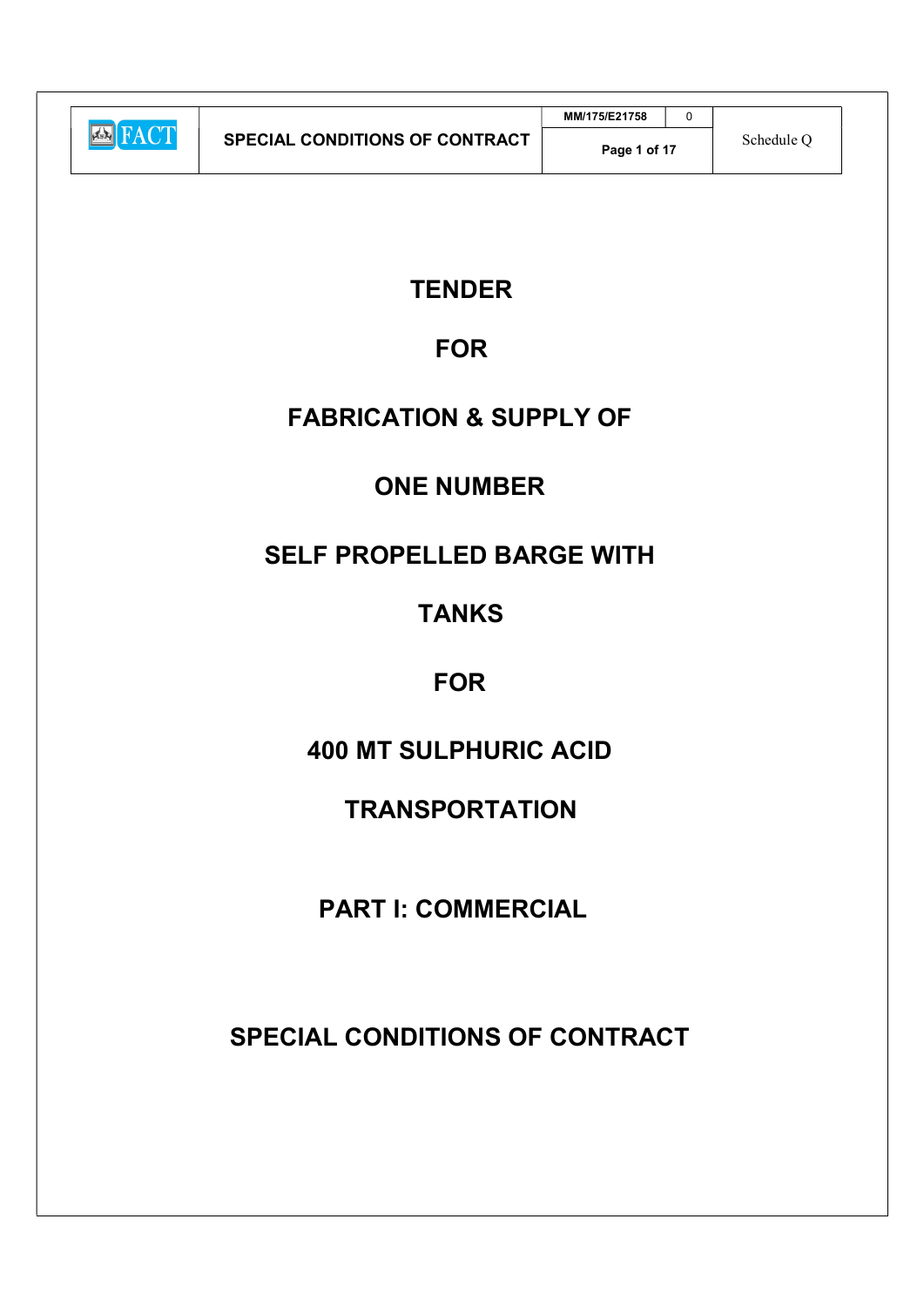# TENDER

# FOR

# FABRICATION & SUPPLY OF

# ONE NUMBER

# SELF PROPELLED BARGE WITH

# TANKS

# FOR

# 400 MT SULPHURIC ACID

# TRANSPORTATION

## PART I: COMMERCIAL

## SPECIAL CONDITIONS OF CONTRACT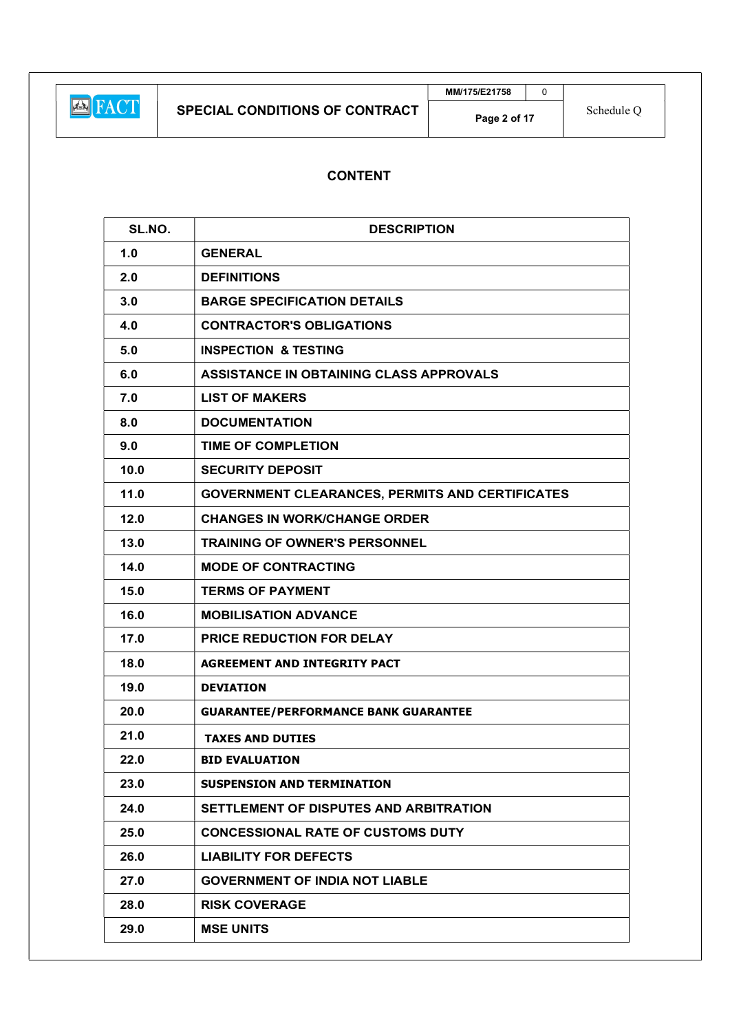## CONTENT

| SL.NO. | DESCRIPTION |
|---|---|
| 1.0 | GENERAL |
| 2.0 | DEFINITIONS |
| 3.0 | BARGE SPECIFICATION DETAILS |
| 4.0 | CONTRACTOR'S OBLIGATIONS |
| 5.0 | INSPECTION & TESTING |
| 6.0 | ASSISTANCE IN OBTAINING CLASS APPROVALS |
| 7.0 | LIST OF MAKERS |
| 8.0 | DOCUMENTATION |
| 9.0 | TIME OF COMPLETION |
| 10.0 | SECURITY DEPOSIT |
| 11.0 | GOVERNMENT CLEARANCES, PERMITS AND CERTIFICATES |
| 12.0 | CHANGES IN WORK/CHANGE ORDER |
| 13.0 | TRAINING OF OWNER'S PERSONNEL |
| 14.0 | MODE OF CONTRACTING |
| 15.0 | TERMS OF PAYMENT |
| 16.0 | MOBILISATION ADVANCE |
| 17.0 | PRICE REDUCTION FOR DELAY |
| 18.0 | AGREEMENT AND INTEGRITY PACT |
| 19.0 | DEVIATION |
| 20.0 | GUARANTEE/PERFORMANCE BANK GUARANTEE |
| 21.0 | TAXES AND DUTIES |
| 22.0 | BID EVALUATION |
| 23.0 | SUSPENSION AND TERMINATION |
| 24.0 | SETTLEMENT OF DISPUTES AND ARBITRATION |
| 25.0 | CONCESSIONAL RATE OF CUSTOMS DUTY |
| 26.0 | LIABILITY FOR DEFECTS |
| 27.0 | GOVERNMENT OF INDIA NOT LIABLE |
| 28.0 | RISK COVERAGE |
| 29.0 | MSE UNITS |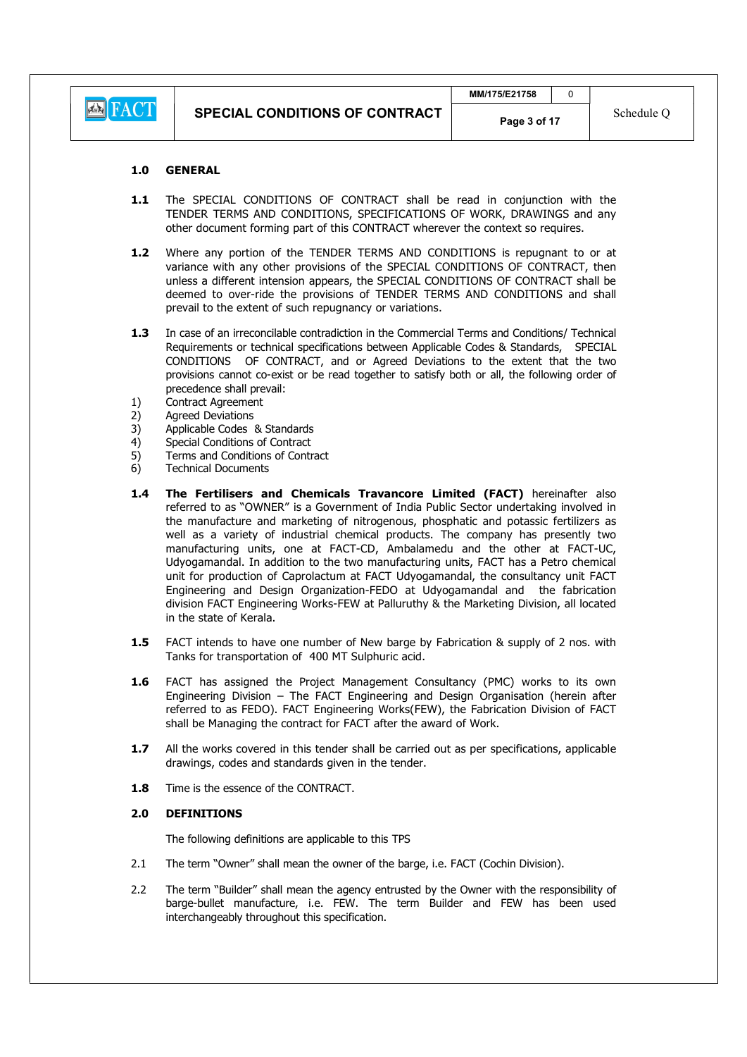## 1.0 GENERAL

**1.1** The SPECIAL CONDITIONS OF CONTRACT shall be read in conjunction with the TENDER TERMS AND CONDITIONS, SPECIFICATIONS OF WORK, DRAWINGS and any other document forming part of this CONTRACT wherever the context so requires.

**1.2** Where any portion of the TENDER TERMS AND CONDITIONS is repugnant to or at variance with any other provisions of the SPECIAL CONDITIONS OF CONTRACT, then unless a different intension appears, the SPECIAL CONDITIONS OF CONTRACT shall be deemed to over-ride the provisions of TENDER TERMS AND CONDITIONS and shall prevail to the extent of such repugnancy or variations.

**1.3** In case of an irreconcilable contradiction in the Commercial Terms and Conditions/ Technical Requirements or technical specifications between Applicable Codes & Standards, SPECIAL CONDITIONS OF CONTRACT, and or Agreed Deviations to the extent that the two provisions cannot co-exist or be read together to satisfy both or all, the following order of precedence shall prevail:

1) Contract Agreement
2) Agreed Deviations
3) Applicable Codes & Standards
4) Special Conditions of Contract
5) Terms and Conditions of Contract
6) Technical Documents

**1.4** **The Fertilisers and Chemicals Travancore Limited (FACT)** hereinafter also referred to as "OWNER" is a Government of India Public Sector undertaking involved in the manufacture and marketing of nitrogenous, phosphatic and potassic fertilizers as well as a variety of industrial chemical products. The company has presently two manufacturing units, one at FACT-CD, Ambalamedu and the other at FACT-UC, Udyogamandal. In addition to the two manufacturing units, FACT has a Petro chemical unit for production of Caprolactum at FACT Udyogamandal, the consultancy unit FACT Engineering and Design Organization-FEDO at Udyogamandal and the fabrication division FACT Engineering Works-FEW at Palluruthy & the Marketing Division, all located in the state of Kerala.

**1.5** FACT intends to have one number of New barge by Fabrication & supply of 2 nos. with Tanks for transportation of 400 MT Sulphuric acid.

**1.6** FACT has assigned the Project Management Consultancy (PMC) works to its own Engineering Division – The FACT Engineering and Design Organisation (herein after referred to as FEDO). FACT Engineering Works(FEW), the Fabrication Division of FACT shall be Managing the contract for FACT after the award of Work.

**1.7** All the works covered in this tender shall be carried out as per specifications, applicable drawings, codes and standards given in the tender.

**1.8** Time is the essence of the CONTRACT.

## 2.0 DEFINITIONS

The following definitions are applicable to this TPS

2.1 The term "Owner" shall mean the owner of the barge, i.e. FACT (Cochin Division).

2.2 The term "Builder" shall mean the agency entrusted by the Owner with the responsibility of barge-bullet manufacture, i.e. FEW. The term Builder and FEW has been used interchangeably throughout this specification.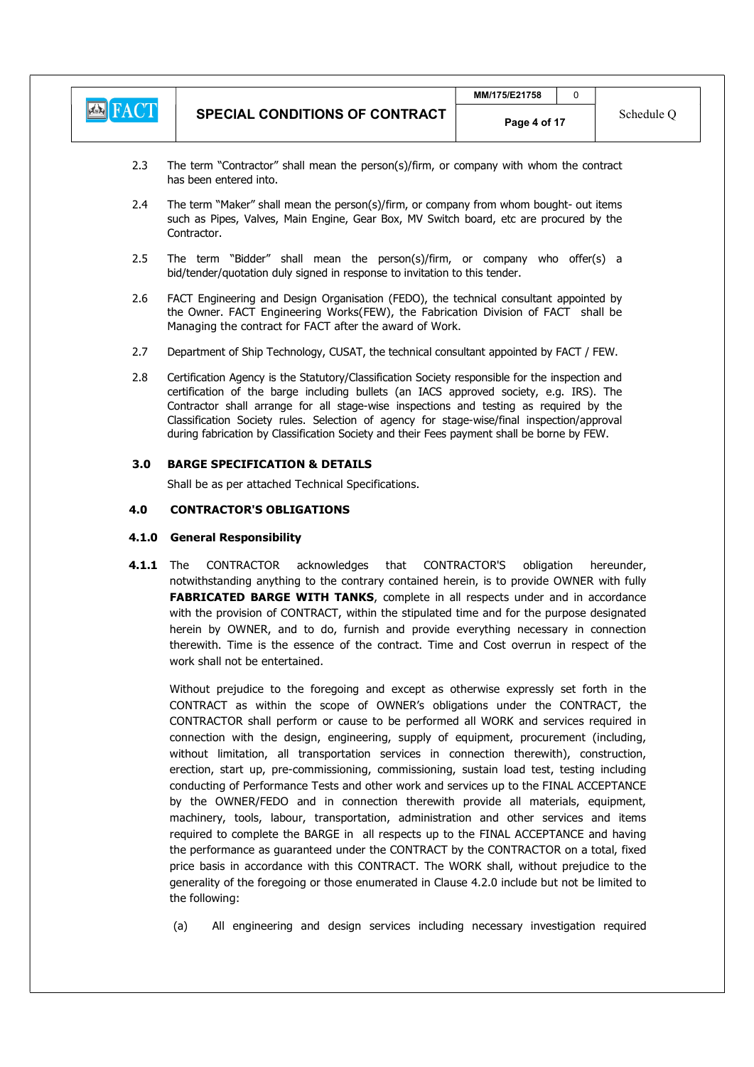2.3 The term "Contractor" shall mean the person(s)/firm, or company with whom the contract has been entered into.

2.4 The term "Maker" shall mean the person(s)/firm, or company from whom bought- out items such as Pipes, Valves, Main Engine, Gear Box, MV Switch board, etc are procured by the Contractor.

2.5 The term "Bidder" shall mean the person(s)/firm, or company who offer(s) a bid/tender/quotation duly signed in response to invitation to this tender.

2.6 FACT Engineering and Design Organisation (FEDO), the technical consultant appointed by the Owner. FACT Engineering Works(FEW), the Fabrication Division of FACT shall be Managing the contract for FACT after the award of Work.

2.7 Department of Ship Technology, CUSAT, the technical consultant appointed by FACT / FEW.

2.8 Certification Agency is the Statutory/Classification Society responsible for the inspection and certification of the barge including bullets (an IACS approved society, e.g. IRS). The Contractor shall arrange for all stage-wise inspections and testing as required by the Classification Society rules. Selection of agency for stage-wise/final inspection/approval during fabrication by Classification Society and their Fees payment shall be borne by FEW.

## 3.0 BARGE SPECIFICATION & DETAILS

Shall be as per attached Technical Specifications.

## 4.0 CONTRACTOR'S OBLIGATIONS

### 4.1.0 General Responsibility

**4.1.1** The CONTRACTOR acknowledges that CONTRACTOR'S obligation hereunder, notwithstanding anything to the contrary contained herein, is to provide OWNER with fully **FABRICATED BARGE WITH TANKS**, complete in all respects under and in accordance with the provision of CONTRACT, within the stipulated time and for the purpose designated herein by OWNER, and to do, furnish and provide everything necessary in connection therewith. Time is the essence of the contract. Time and Cost overrun in respect of the work shall not be entertained.

Without prejudice to the foregoing and except as otherwise expressly set forth in the CONTRACT as within the scope of OWNER's obligations under the CONTRACT, the CONTRACTOR shall perform or cause to be performed all WORK and services required in connection with the design, engineering, supply of equipment, procurement (including, without limitation, all transportation services in connection therewith), construction, erection, start up, pre-commissioning, commissioning, sustain load test, testing including conducting of Performance Tests and other work and services up to the FINAL ACCEPTANCE by the OWNER/FEDO and in connection therewith provide all materials, equipment, machinery, tools, labour, transportation, administration and other services and items required to complete the BARGE in all respects up to the FINAL ACCEPTANCE and having the performance as guaranteed under the CONTRACT by the CONTRACTOR on a total, fixed price basis in accordance with this CONTRACT. The WORK shall, without prejudice to the generality of the foregoing or those enumerated in Clause 4.2.0 include but not be limited to the following:

(a) All engineering and design services including necessary investigation required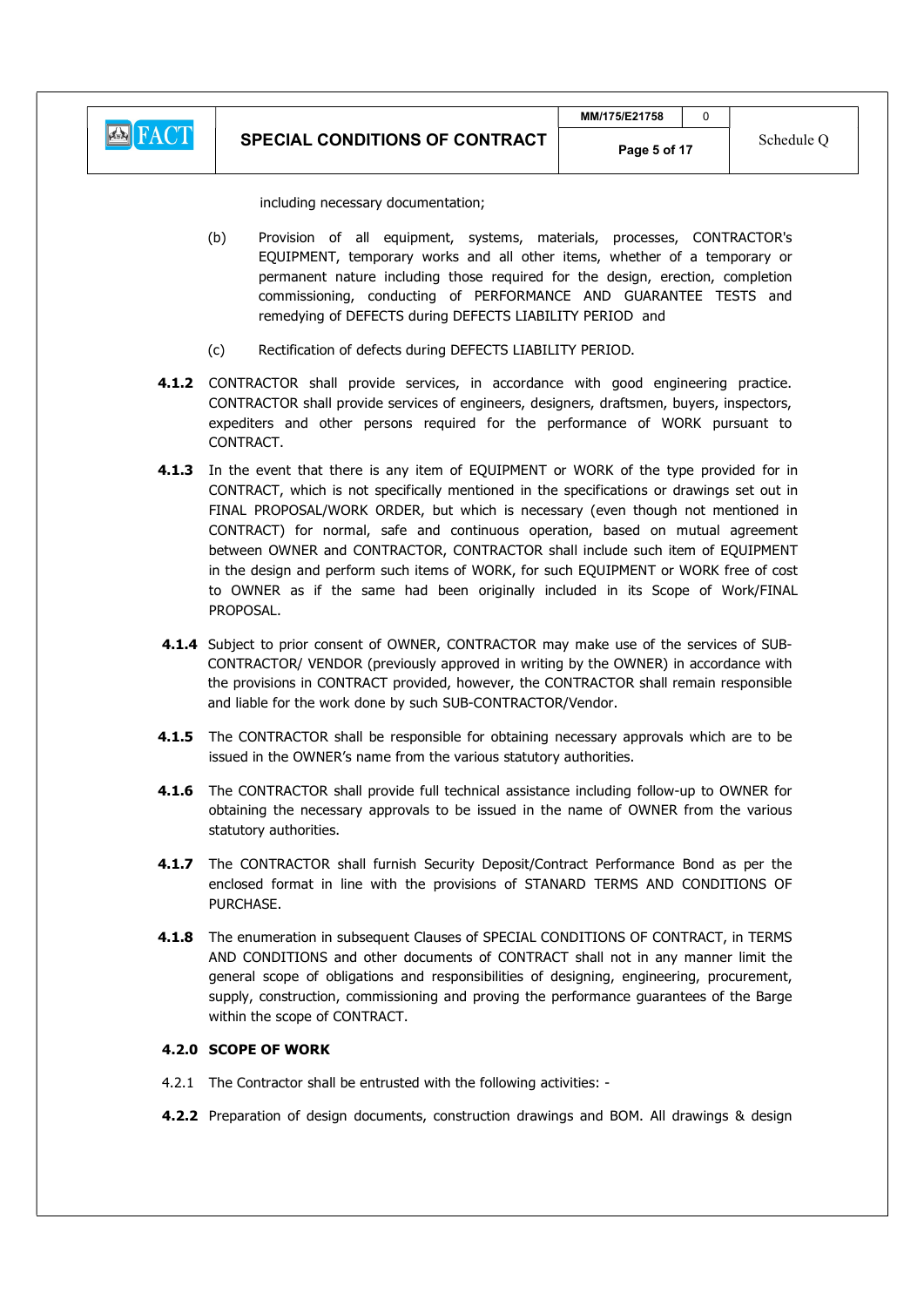including necessary documentation;

(b) Provision of all equipment, systems, materials, processes, CONTRACTOR's EQUIPMENT, temporary works and all other items, whether of a temporary or permanent nature including those required for the design, erection, completion commissioning, conducting of PERFORMANCE AND GUARANTEE TESTS and remedying of DEFECTS during DEFECTS LIABILITY PERIOD and

(c) Rectification of defects during DEFECTS LIABILITY PERIOD.

**4.1.2** CONTRACTOR shall provide services, in accordance with good engineering practice. CONTRACTOR shall provide services of engineers, designers, draftsmen, buyers, inspectors, expediters and other persons required for the performance of WORK pursuant to CONTRACT.

**4.1.3** In the event that there is any item of EQUIPMENT or WORK of the type provided for in CONTRACT, which is not specifically mentioned in the specifications or drawings set out in FINAL PROPOSAL/WORK ORDER, but which is necessary (even though not mentioned in CONTRACT) for normal, safe and continuous operation, based on mutual agreement between OWNER and CONTRACTOR, CONTRACTOR shall include such item of EQUIPMENT in the design and perform such items of WORK, for such EQUIPMENT or WORK free of cost to OWNER as if the same had been originally included in its Scope of Work/FINAL PROPOSAL.

**4.1.4** Subject to prior consent of OWNER, CONTRACTOR may make use of the services of SUB-CONTRACTOR/ VENDOR (previously approved in writing by the OWNER) in accordance with the provisions in CONTRACT provided, however, the CONTRACTOR shall remain responsible and liable for the work done by such SUB-CONTRACTOR/Vendor.

**4.1.5** The CONTRACTOR shall be responsible for obtaining necessary approvals which are to be issued in the OWNER's name from the various statutory authorities.

**4.1.6** The CONTRACTOR shall provide full technical assistance including follow-up to OWNER for obtaining the necessary approvals to be issued in the name of OWNER from the various statutory authorities.

**4.1.7** The CONTRACTOR shall furnish Security Deposit/Contract Performance Bond as per the enclosed format in line with the provisions of STANARD TERMS AND CONDITIONS OF PURCHASE.

**4.1.8** The enumeration in subsequent Clauses of SPECIAL CONDITIONS OF CONTRACT, in TERMS AND CONDITIONS and other documents of CONTRACT shall not in any manner limit the general scope of obligations and responsibilities of designing, engineering, procurement, supply, construction, commissioning and proving the performance guarantees of the Barge within the scope of CONTRACT.

**4.2.0 SCOPE OF WORK**

4.2.1 The Contractor shall be entrusted with the following activities: -

**4.2.2** Preparation of design documents, construction drawings and BOM. All drawings & design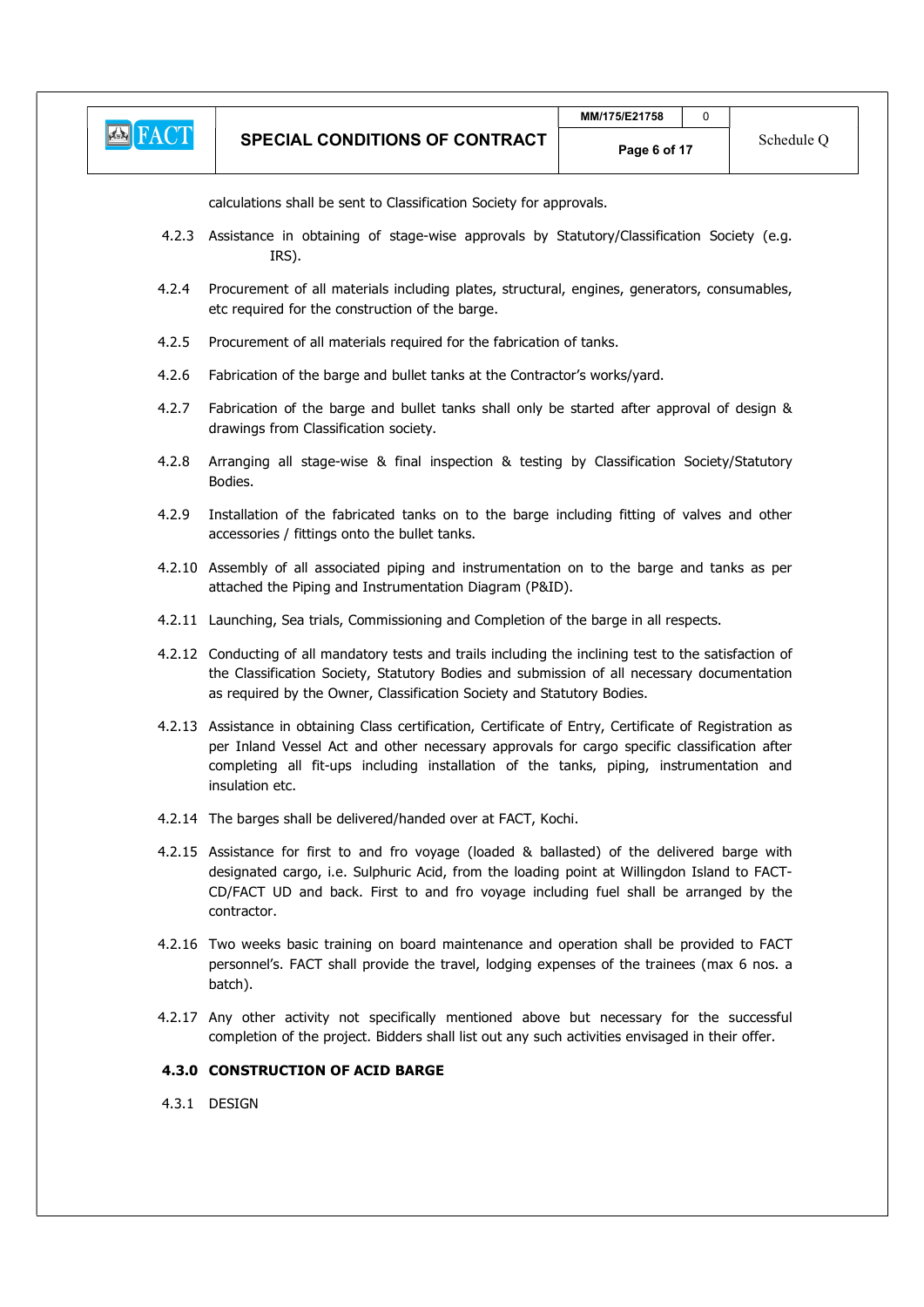calculations shall be sent to Classification Society for approvals.

4.2.3 Assistance in obtaining of stage-wise approvals by Statutory/Classification Society (e.g. IRS).

4.2.4 Procurement of all materials including plates, structural, engines, generators, consumables, etc required for the construction of the barge.

4.2.5 Procurement of all materials required for the fabrication of tanks.

4.2.6 Fabrication of the barge and bullet tanks at the Contractor's works/yard.

4.2.7 Fabrication of the barge and bullet tanks shall only be started after approval of design & drawings from Classification society.

4.2.8 Arranging all stage-wise & final inspection & testing by Classification Society/Statutory Bodies.

4.2.9 Installation of the fabricated tanks on to the barge including fitting of valves and other accessories / fittings onto the bullet tanks.

4.2.10 Assembly of all associated piping and instrumentation on to the barge and tanks as per attached the Piping and Instrumentation Diagram (P&ID).

4.2.11 Launching, Sea trials, Commissioning and Completion of the barge in all respects.

4.2.12 Conducting of all mandatory tests and trails including the inclining test to the satisfaction of the Classification Society, Statutory Bodies and submission of all necessary documentation as required by the Owner, Classification Society and Statutory Bodies.

4.2.13 Assistance in obtaining Class certification, Certificate of Entry, Certificate of Registration as per Inland Vessel Act and other necessary approvals for cargo specific classification after completing all fit-ups including installation of the tanks, piping, instrumentation and insulation etc.

4.2.14 The barges shall be delivered/handed over at FACT, Kochi.

4.2.15 Assistance for first to and fro voyage (loaded & ballasted) of the delivered barge with designated cargo, i.e. Sulphuric Acid, from the loading point at Willingdon Island to FACT-CD/FACT UD and back. First to and fro voyage including fuel shall be arranged by the contractor.

4.2.16 Two weeks basic training on board maintenance and operation shall be provided to FACT personnel's. FACT shall provide the travel, lodging expenses of the trainees (max 6 nos. a batch).

4.2.17 Any other activity not specifically mentioned above but necessary for the successful completion of the project. Bidders shall list out any such activities envisaged in their offer.

**4.3.0 CONSTRUCTION OF ACID BARGE**

4.3.1 DESIGN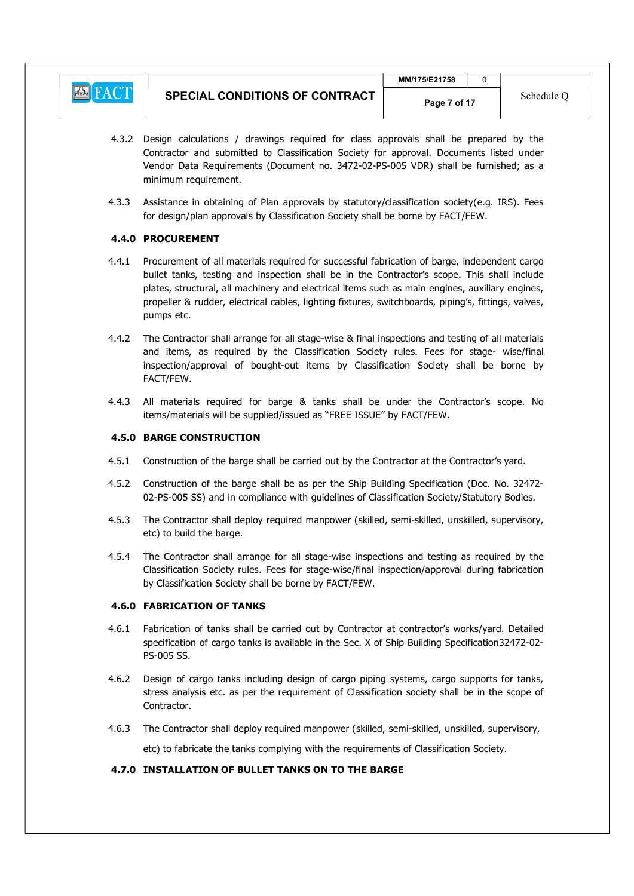4.3.2 Design calculations / drawings required for class approvals shall be prepared by the Contractor and submitted to Classification Society for approval. Documents listed under Vendor Data Requirements (Document no. 3472-02-PS-005 VDR) shall be furnished; as a minimum requirement.

4.3.3 Assistance in obtaining of Plan approvals by statutory/classification society(e.g. IRS). Fees for design/plan approvals by Classification Society shall be borne by FACT/FEW.

**4.4.0 PROCUREMENT**

4.4.1 Procurement of all materials required for successful fabrication of barge, independent cargo bullet tanks, testing and inspection shall be in the Contractor's scope. This shall include plates, structural, all machinery and electrical items such as main engines, auxiliary engines, propeller & rudder, electrical cables, lighting fixtures, switchboards, piping's, fittings, valves, pumps etc.

4.4.2 The Contractor shall arrange for all stage-wise & final inspections and testing of all materials and items, as required by the Classification Society rules. Fees for stage- wise/final inspection/approval of bought-out items by Classification Society shall be borne by FACT/FEW.

4.4.3 All materials required for barge & tanks shall be under the Contractor's scope. No items/materials will be supplied/issued as "FREE ISSUE" by FACT/FEW.

**4.5.0 BARGE CONSTRUCTION**

4.5.1 Construction of the barge shall be carried out by the Contractor at the Contractor's yard.

4.5.2 Construction of the barge shall be as per the Ship Building Specification (Doc. No. 32472-02-PS-005 SS) and in compliance with guidelines of Classification Society/Statutory Bodies.

4.5.3 The Contractor shall deploy required manpower (skilled, semi-skilled, unskilled, supervisory, etc) to build the barge.

4.5.4 The Contractor shall arrange for all stage-wise inspections and testing as required by the Classification Society rules. Fees for stage-wise/final inspection/approval during fabrication by Classification Society shall be borne by FACT/FEW.

**4.6.0 FABRICATION OF TANKS**

4.6.1 Fabrication of tanks shall be carried out by Contractor at contractor's works/yard. Detailed specification of cargo tanks is available in the Sec. X of Ship Building Specification32472-02-PS-005 SS.

4.6.2 Design of cargo tanks including design of cargo piping systems, cargo supports for tanks, stress analysis etc. as per the requirement of Classification society shall be in the scope of Contractor.

4.6.3 The Contractor shall deploy required manpower (skilled, semi-skilled, unskilled, supervisory, etc) to fabricate the tanks complying with the requirements of Classification Society.

**4.7.0 INSTALLATION OF BULLET TANKS ON TO THE BARGE**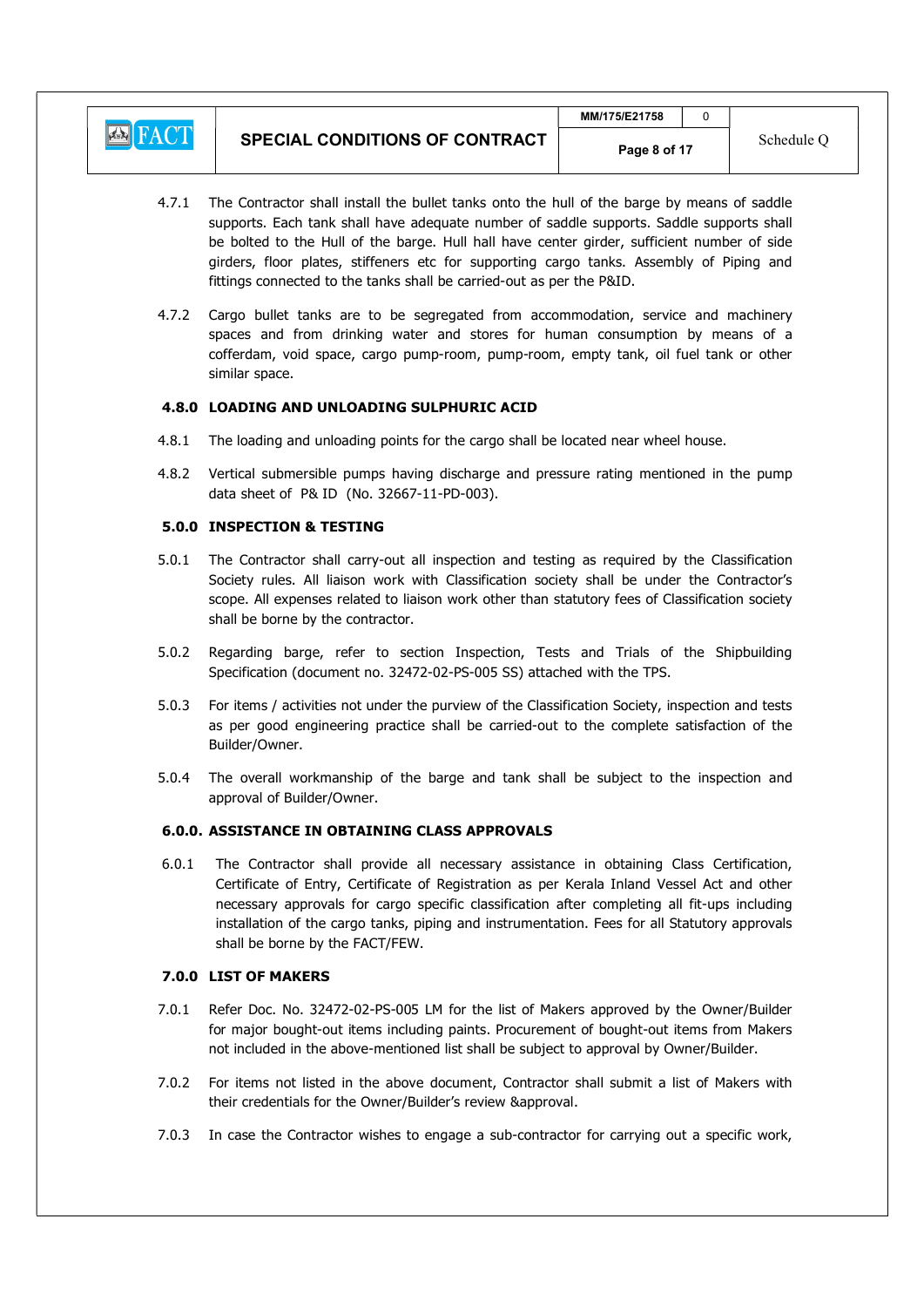4.7.1 The Contractor shall install the bullet tanks onto the hull of the barge by means of saddle supports. Each tank shall have adequate number of saddle supports. Saddle supports shall be bolted to the Hull of the barge. Hull hall have center girder, sufficient number of side girders, floor plates, stiffeners etc for supporting cargo tanks. Assembly of Piping and fittings connected to the tanks shall be carried-out as per the P&ID.

4.7.2 Cargo bullet tanks are to be segregated from accommodation, service and machinery spaces and from drinking water and stores for human consumption by means of a cofferdam, void space, cargo pump-room, pump-room, empty tank, oil fuel tank or other similar space.

### 4.8.0 LOADING AND UNLOADING SULPHURIC ACID

4.8.1 The loading and unloading points for the cargo shall be located near wheel house.

4.8.2 Vertical submersible pumps having discharge and pressure rating mentioned in the pump data sheet of P& ID (No. 32667-11-PD-003).

### 5.0.0 INSPECTION & TESTING

5.0.1 The Contractor shall carry-out all inspection and testing as required by the Classification Society rules. All liaison work with Classification society shall be under the Contractor's scope. All expenses related to liaison work other than statutory fees of Classification society shall be borne by the contractor.

5.0.2 Regarding barge, refer to section Inspection, Tests and Trials of the Shipbuilding Specification (document no. 32472-02-PS-005 SS) attached with the TPS.

5.0.3 For items / activities not under the purview of the Classification Society, inspection and tests as per good engineering practice shall be carried-out to the complete satisfaction of the Builder/Owner.

5.0.4 The overall workmanship of the barge and tank shall be subject to the inspection and approval of Builder/Owner.

### 6.0.0. ASSISTANCE IN OBTAINING CLASS APPROVALS

6.0.1 The Contractor shall provide all necessary assistance in obtaining Class Certification, Certificate of Entry, Certificate of Registration as per Kerala Inland Vessel Act and other necessary approvals for cargo specific classification after completing all fit-ups including installation of the cargo tanks, piping and instrumentation. Fees for all Statutory approvals shall be borne by the FACT/FEW.

### 7.0.0 LIST OF MAKERS

7.0.1 Refer Doc. No. 32472-02-PS-005 LM for the list of Makers approved by the Owner/Builder for major bought-out items including paints. Procurement of bought-out items from Makers not included in the above-mentioned list shall be subject to approval by Owner/Builder.

7.0.2 For items not listed in the above document, Contractor shall submit a list of Makers with their credentials for the Owner/Builder's review &approval.

7.0.3 In case the Contractor wishes to engage a sub-contractor for carrying out a specific work,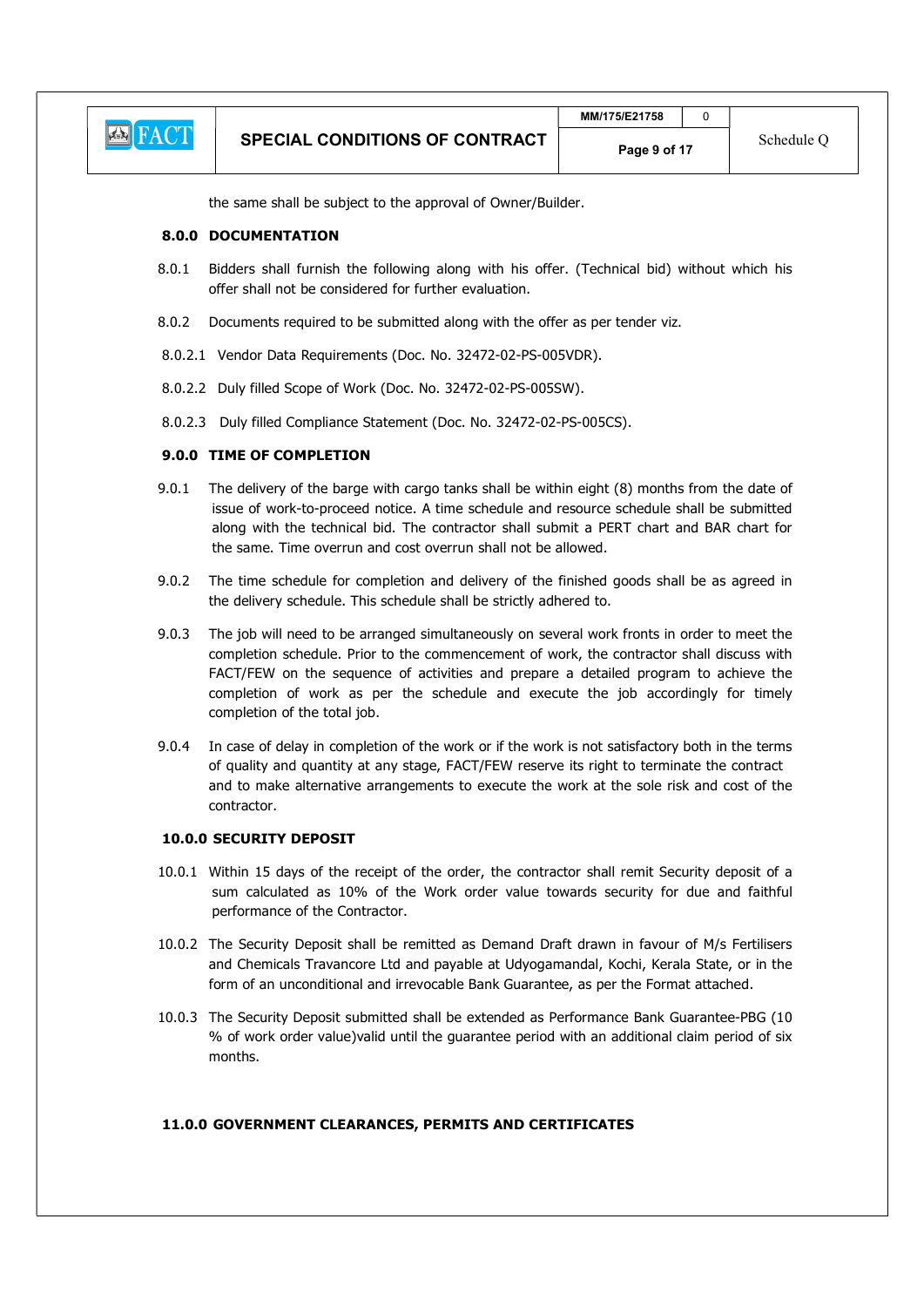the same shall be subject to the approval of Owner/Builder.

## 8.0.0 DOCUMENTATION

8.0.1 Bidders shall furnish the following along with his offer. (Technical bid) without which his offer shall not be considered for further evaluation.

8.0.2 Documents required to be submitted along with the offer as per tender viz.

8.0.2.1 Vendor Data Requirements (Doc. No. 32472-02-PS-005VDR).

8.0.2.2 Duly filled Scope of Work (Doc. No. 32472-02-PS-005SW).

8.0.2.3 Duly filled Compliance Statement (Doc. No. 32472-02-PS-005CS).

## 9.0.0 TIME OF COMPLETION

9.0.1 The delivery of the barge with cargo tanks shall be within eight (8) months from the date of issue of work-to-proceed notice. A time schedule and resource schedule shall be submitted along with the technical bid. The contractor shall submit a PERT chart and BAR chart for the same. Time overrun and cost overrun shall not be allowed.

9.0.2 The time schedule for completion and delivery of the finished goods shall be as agreed in the delivery schedule. This schedule shall be strictly adhered to.

9.0.3 The job will need to be arranged simultaneously on several work fronts in order to meet the completion schedule. Prior to the commencement of work, the contractor shall discuss with FACT/FEW on the sequence of activities and prepare a detailed program to achieve the completion of work as per the schedule and execute the job accordingly for timely completion of the total job.

9.0.4 In case of delay in completion of the work or if the work is not satisfactory both in the terms of quality and quantity at any stage, FACT/FEW reserve its right to terminate the contract and to make alternative arrangements to execute the work at the sole risk and cost of the contractor.

## 10.0.0 SECURITY DEPOSIT

10.0.1 Within 15 days of the receipt of the order, the contractor shall remit Security deposit of a sum calculated as 10% of the Work order value towards security for due and faithful performance of the Contractor.

10.0.2 The Security Deposit shall be remitted as Demand Draft drawn in favour of M/s Fertilisers and Chemicals Travancore Ltd and payable at Udyogamandal, Kochi, Kerala State, or in the form of an unconditional and irrevocable Bank Guarantee, as per the Format attached.

10.0.3 The Security Deposit submitted shall be extended as Performance Bank Guarantee-PBG (10 % of work order value)valid until the guarantee period with an additional claim period of six months.

## 11.0.0 GOVERNMENT CLEARANCES, PERMITS AND CERTIFICATES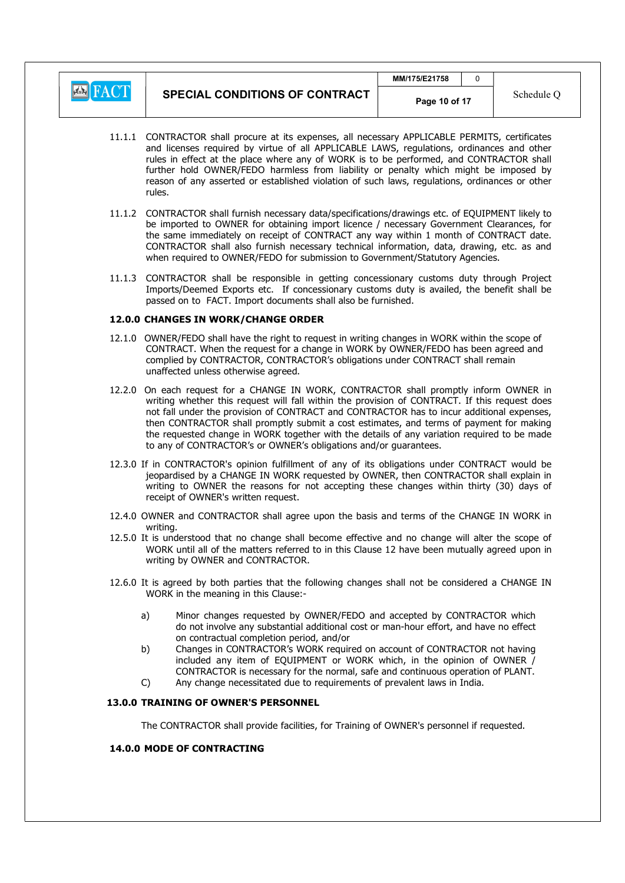11.1.1 CONTRACTOR shall procure at its expenses, all necessary APPLICABLE PERMITS, certificates and licenses required by virtue of all APPLICABLE LAWS, regulations, ordinances and other rules in effect at the place where any of WORK is to be performed, and CONTRACTOR shall further hold OWNER/FEDO harmless from liability or penalty which might be imposed by reason of any asserted or established violation of such laws, regulations, ordinances or other rules.

11.1.2 CONTRACTOR shall furnish necessary data/specifications/drawings etc. of EQUIPMENT likely to be imported to OWNER for obtaining import licence / necessary Government Clearances, for the same immediately on receipt of CONTRACT any way within 1 month of CONTRACT date. CONTRACTOR shall also furnish necessary technical information, data, drawing, etc. as and when required to OWNER/FEDO for submission to Government/Statutory Agencies.

11.1.3 CONTRACTOR shall be responsible in getting concessionary customs duty through Project Imports/Deemed Exports etc. If concessionary customs duty is availed, the benefit shall be passed on to FACT. Import documents shall also be furnished.

**12.0.0 CHANGES IN WORK/CHANGE ORDER**

12.1.0 OWNER/FEDO shall have the right to request in writing changes in WORK within the scope of CONTRACT. When the request for a change in WORK by OWNER/FEDO has been agreed and complied by CONTRACTOR, CONTRACTOR's obligations under CONTRACT shall remain unaffected unless otherwise agreed.

12.2.0 On each request for a CHANGE IN WORK, CONTRACTOR shall promptly inform OWNER in writing whether this request will fall within the provision of CONTRACT. If this request does not fall under the provision of CONTRACT and CONTRACTOR has to incur additional expenses, then CONTRACTOR shall promptly submit a cost estimates, and terms of payment for making the requested change in WORK together with the details of any variation required to be made to any of CONTRACTOR's or OWNER's obligations and/or guarantees.

12.3.0 If in CONTRACTOR's opinion fulfillment of any of its obligations under CONTRACT would be jeopardised by a CHANGE IN WORK requested by OWNER, then CONTRACTOR shall explain in writing to OWNER the reasons for not accepting these changes within thirty (30) days of receipt of OWNER's written request.

12.4.0 OWNER and CONTRACTOR shall agree upon the basis and terms of the CHANGE IN WORK in writing.

12.5.0 It is understood that no change shall become effective and no change will alter the scope of WORK until all of the matters referred to in this Clause 12 have been mutually agreed upon in writing by OWNER and CONTRACTOR.

12.6.0 It is agreed by both parties that the following changes shall not be considered a CHANGE IN WORK in the meaning in this Clause:-

a) Minor changes requested by OWNER/FEDO and accepted by CONTRACTOR which do not involve any substantial additional cost or man-hour effort, and have no effect on contractual completion period, and/or

b) Changes in CONTRACTOR's WORK required on account of CONTRACTOR not having included any item of EQUIPMENT or WORK which, in the opinion of OWNER / CONTRACTOR is necessary for the normal, safe and continuous operation of PLANT.

C) Any change necessitated due to requirements of prevalent laws in India.

**13.0.0 TRAINING OF OWNER'S PERSONNEL**

The CONTRACTOR shall provide facilities, for Training of OWNER's personnel if requested.

**14.0.0 MODE OF CONTRACTING**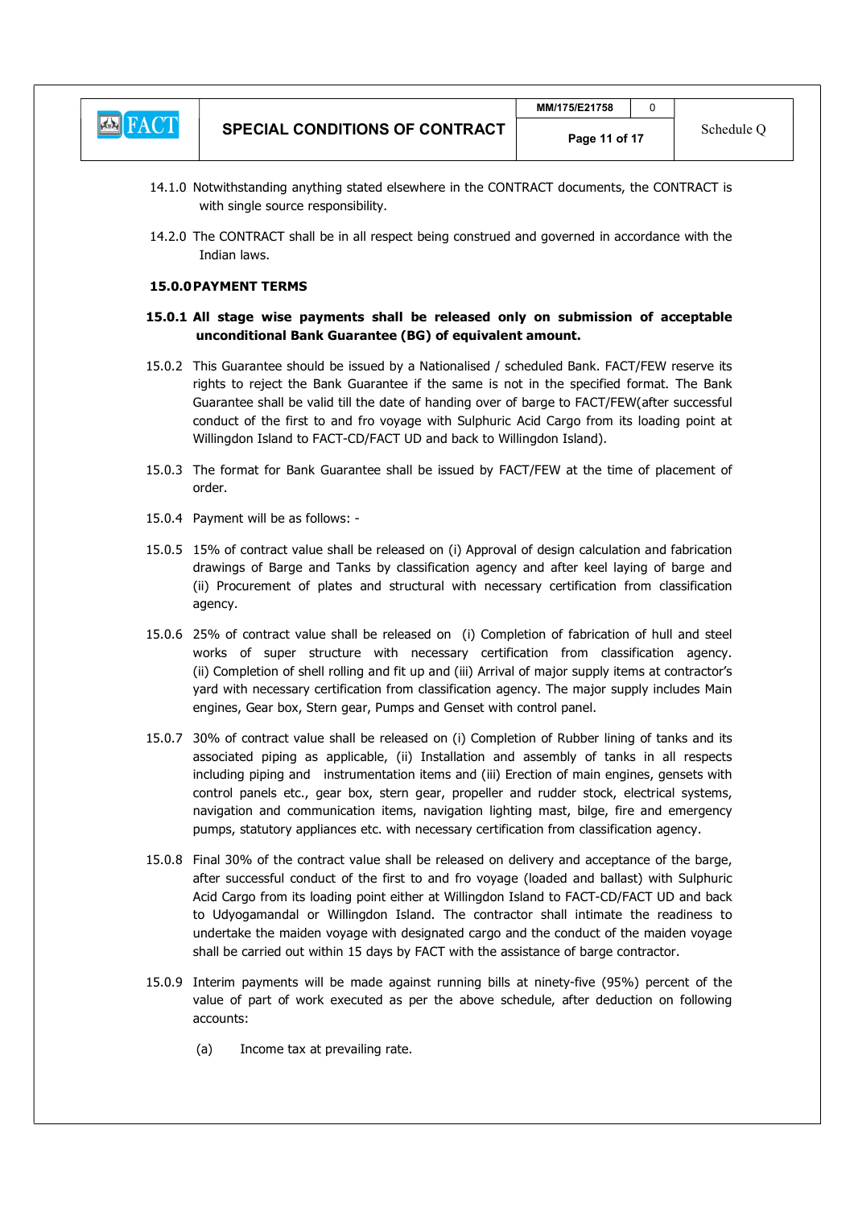14.1.0 Notwithstanding anything stated elsewhere in the CONTRACT documents, the CONTRACT is with single source responsibility.

14.2.0 The CONTRACT shall be in all respect being construed and governed in accordance with the Indian laws.

**15.0.0 PAYMENT TERMS**

**15.0.1 All stage wise payments shall be released only on submission of acceptable unconditional Bank Guarantee (BG) of equivalent amount.**

15.0.2 This Guarantee should be issued by a Nationalised / scheduled Bank. FACT/FEW reserve its rights to reject the Bank Guarantee if the same is not in the specified format. The Bank Guarantee shall be valid till the date of handing over of barge to FACT/FEW(after successful conduct of the first to and fro voyage with Sulphuric Acid Cargo from its loading point at Willingdon Island to FACT-CD/FACT UD and back to Willingdon Island).

15.0.3 The format for Bank Guarantee shall be issued by FACT/FEW at the time of placement of order.

15.0.4 Payment will be as follows: -

15.0.5 15% of contract value shall be released on (i) Approval of design calculation and fabrication drawings of Barge and Tanks by classification agency and after keel laying of barge and (ii) Procurement of plates and structural with necessary certification from classification agency.

15.0.6 25% of contract value shall be released on (i) Completion of fabrication of hull and steel works of super structure with necessary certification from classification agency. (ii) Completion of shell rolling and fit up and (iii) Arrival of major supply items at contractor's yard with necessary certification from classification agency. The major supply includes Main engines, Gear box, Stern gear, Pumps and Genset with control panel.

15.0.7 30% of contract value shall be released on (i) Completion of Rubber lining of tanks and its associated piping as applicable, (ii) Installation and assembly of tanks in all respects including piping and instrumentation items and (iii) Erection of main engines, gensets with control panels etc., gear box, stern gear, propeller and rudder stock, electrical systems, navigation and communication items, navigation lighting mast, bilge, fire and emergency pumps, statutory appliances etc. with necessary certification from classification agency.

15.0.8 Final 30% of the contract value shall be released on delivery and acceptance of the barge, after successful conduct of the first to and fro voyage (loaded and ballast) with Sulphuric Acid Cargo from its loading point either at Willingdon Island to FACT-CD/FACT UD and back to Udyogamandal or Willingdon Island. The contractor shall intimate the readiness to undertake the maiden voyage with designated cargo and the conduct of the maiden voyage shall be carried out within 15 days by FACT with the assistance of barge contractor.

15.0.9 Interim payments will be made against running bills at ninety-five (95%) percent of the value of part of work executed as per the above schedule, after deduction on following accounts:

(a) Income tax at prevailing rate.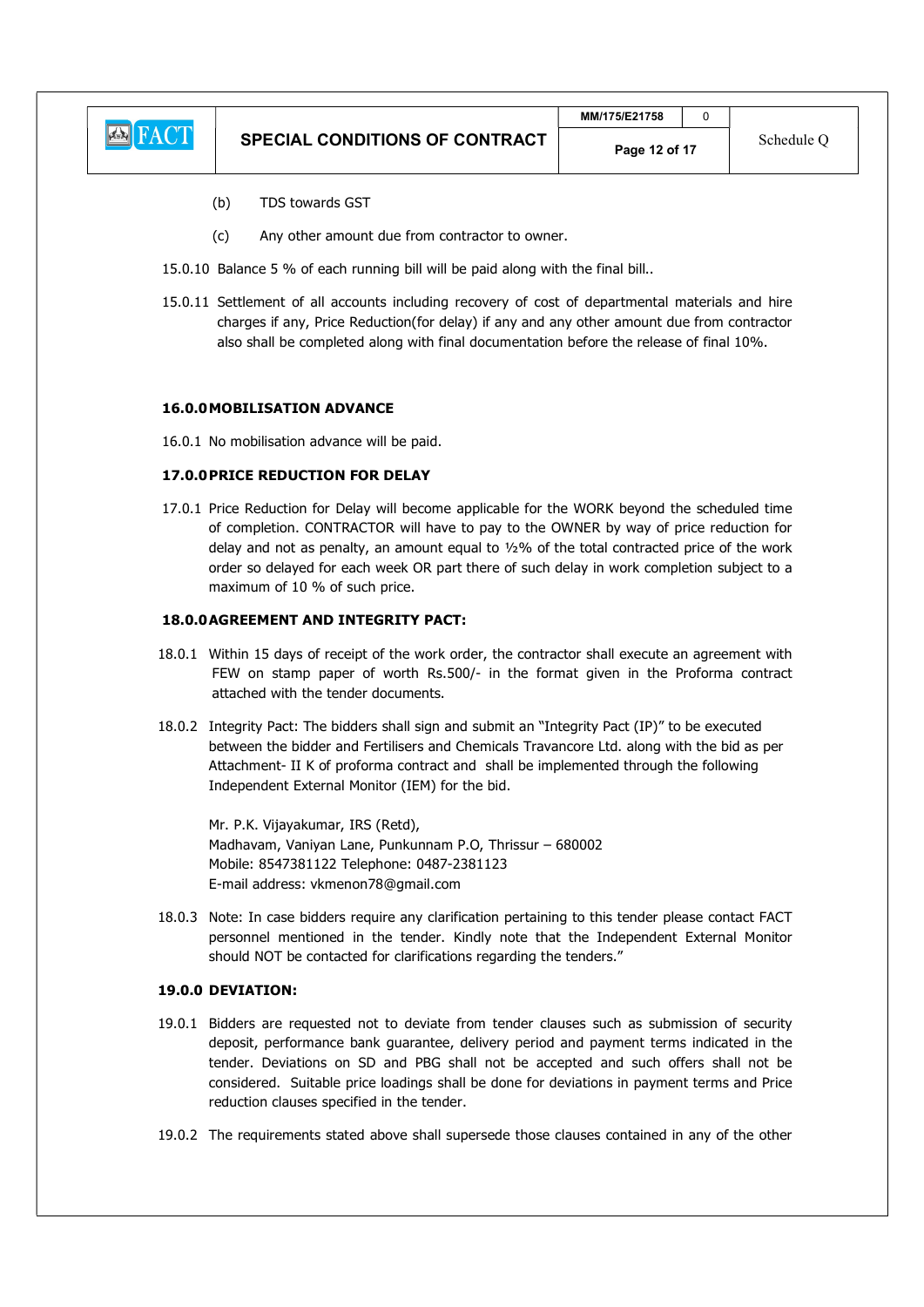(b) TDS towards GST

(c) Any other amount due from contractor to owner.

15.0.10 Balance 5 % of each running bill will be paid along with the final bill..

15.0.11 Settlement of all accounts including recovery of cost of departmental materials and hire charges if any, Price Reduction(for delay) if any and any other amount due from contractor also shall be completed along with final documentation before the release of final 10%.

**16.0.0 MOBILISATION ADVANCE**

16.0.1 No mobilisation advance will be paid.

**17.0.0 PRICE REDUCTION FOR DELAY**

17.0.1 Price Reduction for Delay will become applicable for the WORK beyond the scheduled time of completion. CONTRACTOR will have to pay to the OWNER by way of price reduction for delay and not as penalty, an amount equal to ½% of the total contracted price of the work order so delayed for each week OR part there of such delay in work completion subject to a maximum of 10 % of such price.

**18.0.0 AGREEMENT AND INTEGRITY PACT:**

18.0.1 Within 15 days of receipt of the work order, the contractor shall execute an agreement with FEW on stamp paper of worth Rs.500/- in the format given in the Proforma contract attached with the tender documents.

18.0.2 Integrity Pact: The bidders shall sign and submit an "Integrity Pact (IP)" to be executed between the bidder and Fertilisers and Chemicals Travancore Ltd. along with the bid as per Attachment- II K of proforma contract and shall be implemented through the following Independent External Monitor (IEM) for the bid.

Mr. P.K. Vijayakumar, IRS (Retd),
Madhavam, Vaniyan Lane, Punkunnam P.O, Thrissur – 680002
Mobile: 8547381122 Telephone: 0487-2381123
E-mail address: vkmenon78@gmail.com

18.0.3 Note: In case bidders require any clarification pertaining to this tender please contact FACT personnel mentioned in the tender. Kindly note that the Independent External Monitor should NOT be contacted for clarifications regarding the tenders."

**19.0.0 DEVIATION:**

19.0.1 Bidders are requested not to deviate from tender clauses such as submission of security deposit, performance bank guarantee, delivery period and payment terms indicated in the tender. Deviations on SD and PBG shall not be accepted and such offers shall not be considered. Suitable price loadings shall be done for deviations in payment terms and Price reduction clauses specified in the tender.

19.0.2 The requirements stated above shall supersede those clauses contained in any of the other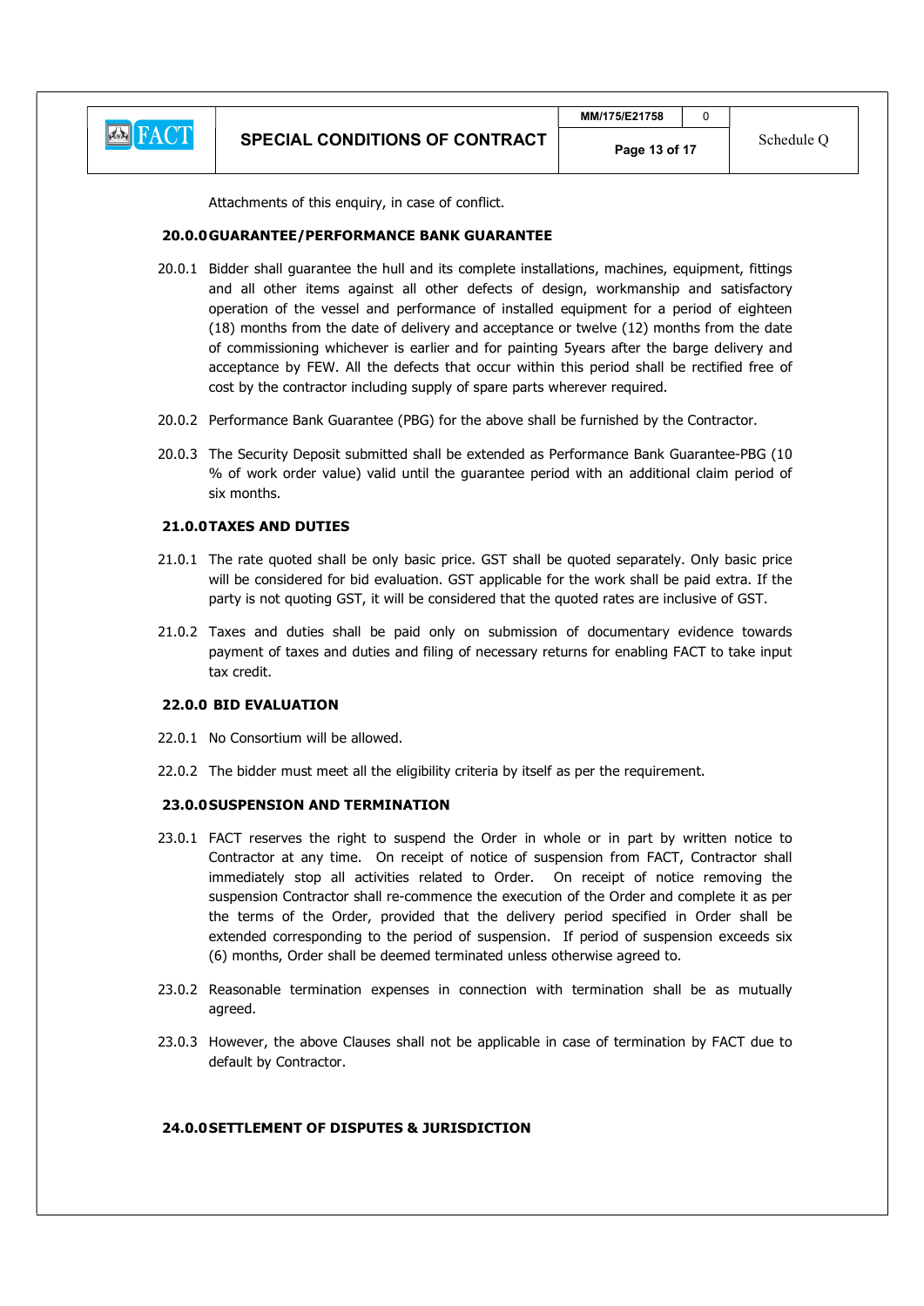Attachments of this enquiry, in case of conflict.

**20.0.0 GUARANTEE/PERFORMANCE BANK GUARANTEE**

20.0.1 Bidder shall guarantee the hull and its complete installations, machines, equipment, fittings and all other items against all other defects of design, workmanship and satisfactory operation of the vessel and performance of installed equipment for a period of eighteen (18) months from the date of delivery and acceptance or twelve (12) months from the date of commissioning whichever is earlier and for painting 5years after the barge delivery and acceptance by FEW. All the defects that occur within this period shall be rectified free of cost by the contractor including supply of spare parts wherever required.

20.0.2 Performance Bank Guarantee (PBG) for the above shall be furnished by the Contractor.

20.0.3 The Security Deposit submitted shall be extended as Performance Bank Guarantee-PBG (10 % of work order value) valid until the guarantee period with an additional claim period of six months.

**21.0.0 TAXES AND DUTIES**

21.0.1 The rate quoted shall be only basic price. GST shall be quoted separately. Only basic price will be considered for bid evaluation. GST applicable for the work shall be paid extra. If the party is not quoting GST, it will be considered that the quoted rates are inclusive of GST.

21.0.2 Taxes and duties shall be paid only on submission of documentary evidence towards payment of taxes and duties and filing of necessary returns for enabling FACT to take input tax credit.

**22.0.0 BID EVALUATION**

22.0.1 No Consortium will be allowed.

22.0.2 The bidder must meet all the eligibility criteria by itself as per the requirement.

**23.0.0 SUSPENSION AND TERMINATION**

23.0.1 FACT reserves the right to suspend the Order in whole or in part by written notice to Contractor at any time. On receipt of notice of suspension from FACT, Contractor shall immediately stop all activities related to Order. On receipt of notice removing the suspension Contractor shall re-commence the execution of the Order and complete it as per the terms of the Order, provided that the delivery period specified in Order shall be extended corresponding to the period of suspension. If period of suspension exceeds six (6) months, Order shall be deemed terminated unless otherwise agreed to.

23.0.2 Reasonable termination expenses in connection with termination shall be as mutually agreed.

23.0.3 However, the above Clauses shall not be applicable in case of termination by FACT due to default by Contractor.

**24.0.0 SETTLEMENT OF DISPUTES & JURISDICTION**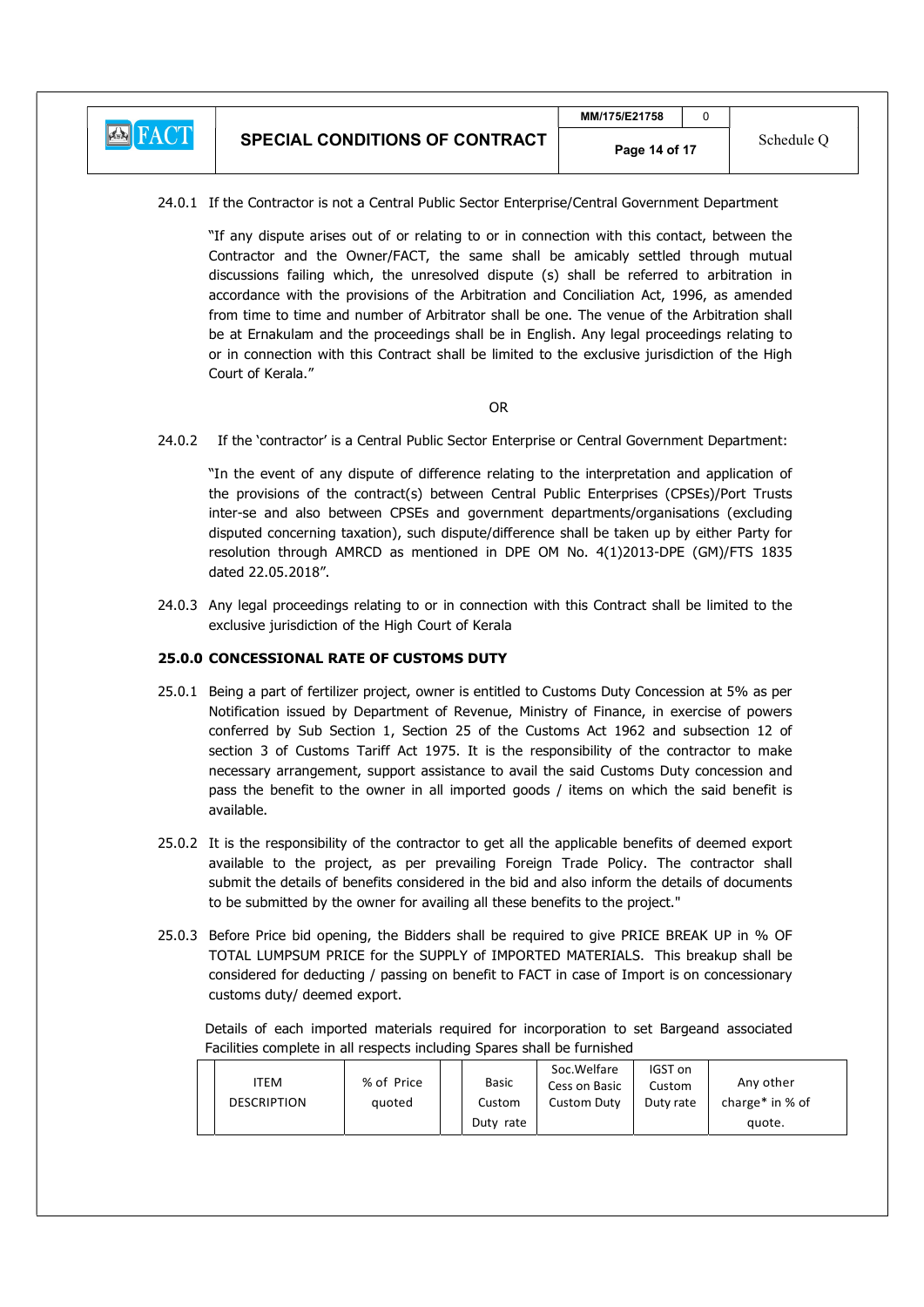24.0.1 If the Contractor is not a Central Public Sector Enterprise/Central Government Department

"If any dispute arises out of or relating to or in connection with this contact, between the Contractor and the Owner/FACT, the same shall be amicably settled through mutual discussions failing which, the unresolved dispute (s) shall be referred to arbitration in accordance with the provisions of the Arbitration and Conciliation Act, 1996, as amended from time to time and number of Arbitrator shall be one. The venue of the Arbitration shall be at Ernakulam and the proceedings shall be in English. Any legal proceedings relating to or in connection with this Contract shall be limited to the exclusive jurisdiction of the High Court of Kerala."

OR

24.0.2 If the 'contractor' is a Central Public Sector Enterprise or Central Government Department:

"In the event of any dispute of difference relating to the interpretation and application of the provisions of the contract(s) between Central Public Sector Enterprises (CPSEs)/Port Trusts inter-se and also between CPSEs and government departments/organisations (excluding disputed concerning taxation), such dispute/difference shall be taken up by either Party for resolution through AMRCD as mentioned in DPE OM No. 4(1)2013-DPE (GM)/FTS 1835 dated 22.05.2018".

24.0.3 Any legal proceedings relating to or in connection with this Contract shall be limited to the exclusive jurisdiction of the High Court of Kerala

**25.0.0 CONCESSIONAL RATE OF CUSTOMS DUTY**

25.0.1 Being a part of fertilizer project, owner is entitled to Customs Duty Concession at 5% as per Notification issued by Department of Revenue, Ministry of Finance, in exercise of powers conferred by Sub Section 1, Section 25 of the Customs Act 1962 and subsection 12 of section 3 of Customs Tariff Act 1975. It is the responsibility of the contractor to make necessary arrangement, support assistance to avail the said Customs Duty concession and pass the benefit to the owner in all imported goods / items on which the said benefit is available.

25.0.2 It is the responsibility of the contractor to get all the applicable benefits of deemed export available to the project, as per prevailing Foreign Trade Policy. The contractor shall submit the details of benefits considered in the bid and also inform the details of documents to be submitted by the owner for availing all these benefits to the project."

25.0.3 Before Price bid opening, the Bidders shall be required to give PRICE BREAK UP in % OF TOTAL LUMPSUM PRICE for the SUPPLY of IMPORTED MATERIALS. This breakup shall be considered for deducting / passing on benefit to FACT in case of Import is on concessionary customs duty/ deemed export.

Details of each imported materials required for incorporation to set Bargeand associated Facilities complete in all respects including Spares shall be furnished

| | ITEM DESCRIPTION | % of Price quoted | | Basic Custom Duty rate | Soc.Welfare Cess on Basic Custom Duty | IGST on Custom Duty rate | Any other charge* in % of quote. |
|---|---|---|---|---|---|---|---|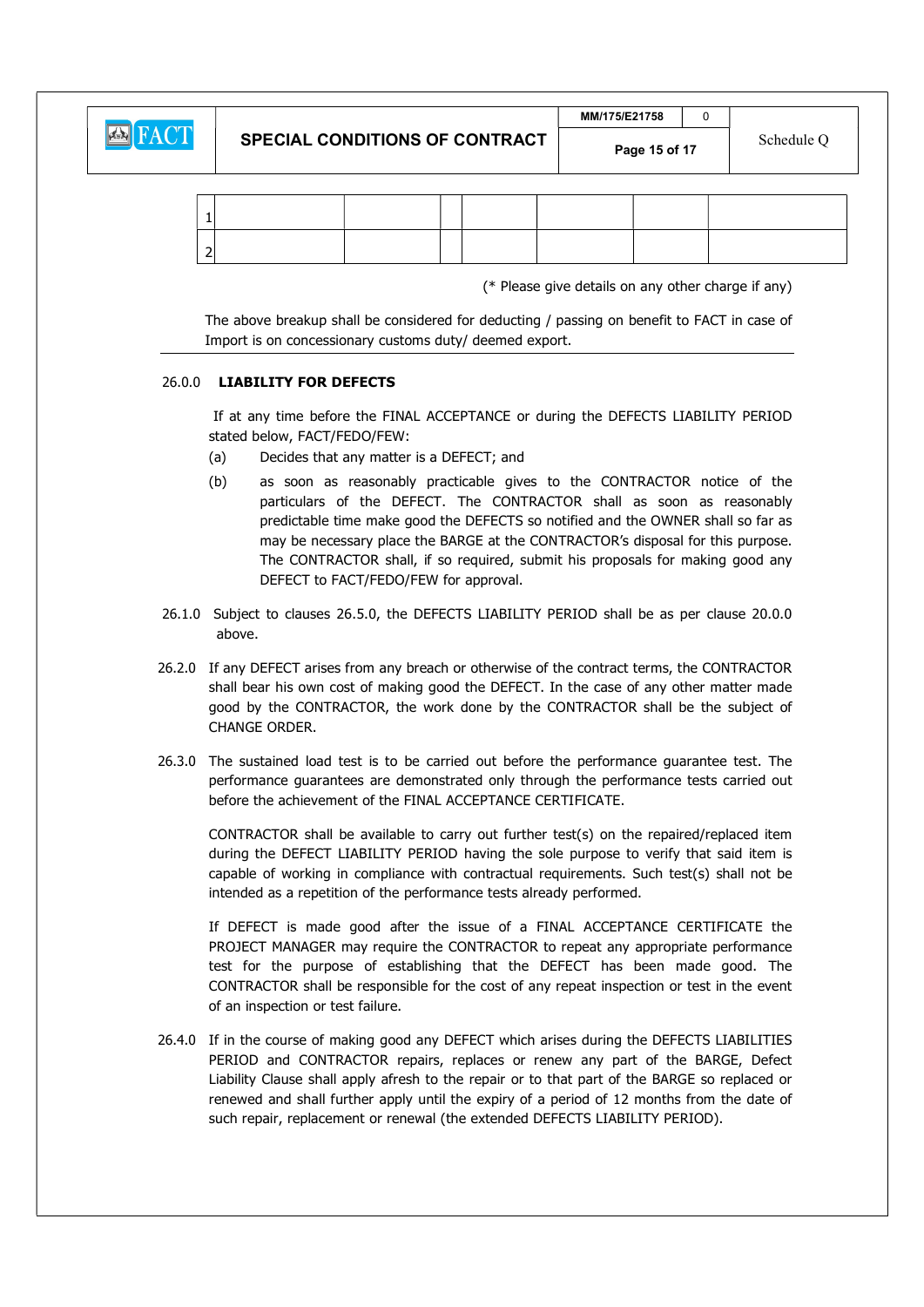| 1 | | | | | | | |
|---|---|---|---|---|---|---|---|
| 2 | | | | | | | |

(* Please give details on any other charge if any)

The above breakup shall be considered for deducting / passing on benefit to FACT in case of Import is on concessionary customs duty/ deemed export.

---

26.0.0 **LIABILITY FOR DEFECTS**

If at any time before the FINAL ACCEPTANCE or during the DEFECTS LIABILITY PERIOD stated below, FACT/FEDO/FEW:

(a) Decides that any matter is a DEFECT; and

(b) as soon as reasonably practicable gives to the CONTRACTOR notice of the particulars of the DEFECT. The CONTRACTOR shall as soon as reasonably predictable time make good the DEFECTS so notified and the OWNER shall so far as may be necessary place the BARGE at the CONTRACTOR's disposal for this purpose. The CONTRACTOR shall, if so required, submit his proposals for making good any DEFECT to FACT/FEDO/FEW for approval.

26.1.0 Subject to clauses 26.5.0, the DEFECTS LIABILITY PERIOD shall be as per clause 20.0.0 above.

26.2.0 If any DEFECT arises from any breach or otherwise of the contract terms, the CONTRACTOR shall bear his own cost of making good the DEFECT. In the case of any other matter made good by the CONTRACTOR, the work done by the CONTRACTOR shall be the subject of CHANGE ORDER.

26.3.0 The sustained load test is to be carried out before the performance guarantee test. The performance guarantees are demonstrated only through the performance tests carried out before the achievement of the FINAL ACCEPTANCE CERTIFICATE.

CONTRACTOR shall be available to carry out further test(s) on the repaired/replaced item during the DEFECT LIABILITY PERIOD having the sole purpose to verify that said item is capable of working in compliance with contractual requirements. Such test(s) shall not be intended as a repetition of the performance tests already performed.

If DEFECT is made good after the issue of a FINAL ACCEPTANCE CERTIFICATE the PROJECT MANAGER may require the CONTRACTOR to repeat any appropriate performance test for the purpose of establishing that the DEFECT has been made good. The CONTRACTOR shall be responsible for the cost of any repeat inspection or test in the event of an inspection or test failure.

26.4.0 If in the course of making good any DEFECT which arises during the DEFECTS LIABILITIES PERIOD and CONTRACTOR repairs, replaces or renew any part of the BARGE, Defect Liability Clause shall apply afresh to the repair or to that part of the BARGE so replaced or renewed and shall further apply until the expiry of a period of 12 months from the date of such repair, replacement or renewal (the extended DEFECTS LIABILITY PERIOD).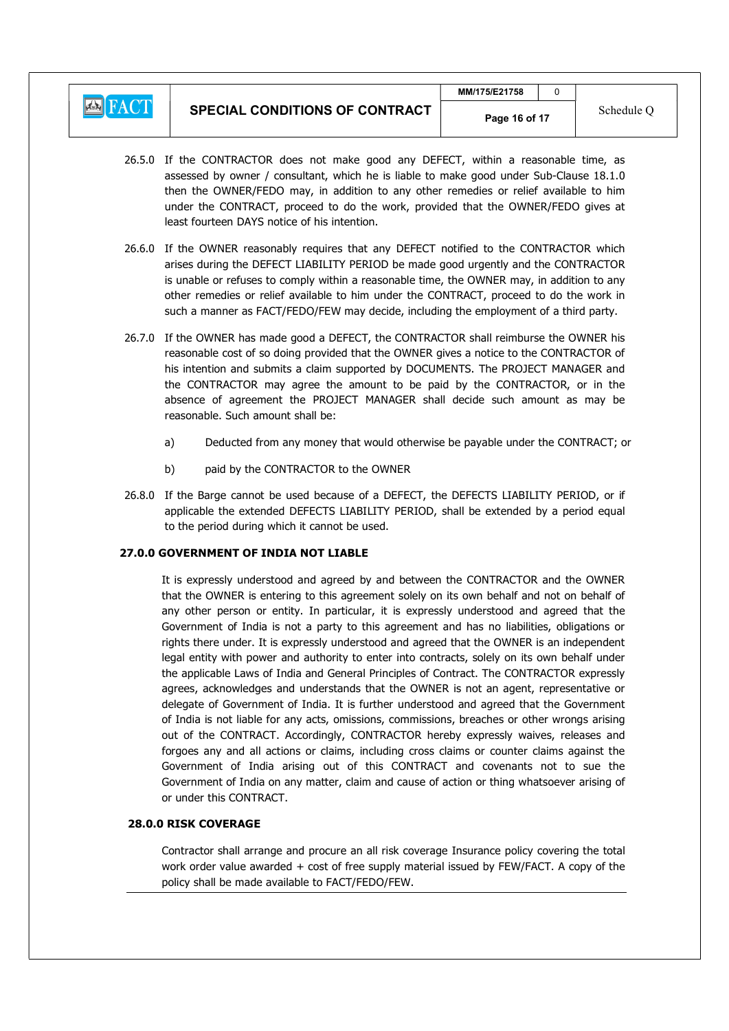26.5.0 If the CONTRACTOR does not make good any DEFECT, within a reasonable time, as assessed by owner / consultant, which he is liable to make good under Sub-Clause 18.1.0 then the OWNER/FEDO may, in addition to any other remedies or relief available to him under the CONTRACT, proceed to do the work, provided that the OWNER/FEDO gives at least fourteen DAYS notice of his intention.

26.6.0 If the OWNER reasonably requires that any DEFECT notified to the CONTRACTOR which arises during the DEFECT LIABILITY PERIOD be made good urgently and the CONTRACTOR is unable or refuses to comply within a reasonable time, the OWNER may, in addition to any other remedies or relief available to him under the CONTRACT, proceed to do the work in such a manner as FACT/FEDO/FEW may decide, including the employment of a third party.

26.7.0 If the OWNER has made good a DEFECT, the CONTRACTOR shall reimburse the OWNER his reasonable cost of so doing provided that the OWNER gives a notice to the CONTRACTOR of his intention and submits a claim supported by DOCUMENTS. The PROJECT MANAGER and the CONTRACTOR may agree the amount to be paid by the CONTRACTOR, or in the absence of agreement the PROJECT MANAGER shall decide such amount as may be reasonable. Such amount shall be:

a) Deducted from any money that would otherwise be payable under the CONTRACT; or

b) paid by the CONTRACTOR to the OWNER

26.8.0 If the Barge cannot be used because of a DEFECT, the DEFECTS LIABILITY PERIOD, or if applicable the extended DEFECTS LIABILITY PERIOD, shall be extended by a period equal to the period during which it cannot be used.

## 27.0.0 GOVERNMENT OF INDIA NOT LIABLE

It is expressly understood and agreed by and between the CONTRACTOR and the OWNER that the OWNER is entering to this agreement solely on its own behalf and not on behalf of any other person or entity. In particular, it is expressly understood and agreed that the Government of India is not a party to this agreement and has no liabilities, obligations or rights there under. It is expressly understood and agreed that the OWNER is an independent legal entity with power and authority to enter into contracts, solely on its own behalf under the applicable Laws of India and General Principles of Contract. The CONTRACTOR expressly agrees, acknowledges and understands that the OWNER is not an agent, representative or delegate of Government of India. It is further understood and agreed that the Government of India is not liable for any acts, omissions, commissions, breaches or other wrongs arising out of the CONTRACT. Accordingly, CONTRACTOR hereby expressly waives, releases and forgoes any and all actions or claims, including cross claims or counter claims against the Government of India arising out of this CONTRACT and covenants not to sue the Government of India on any matter, claim and cause of action or thing whatsoever arising of or under this CONTRACT.

## 28.0.0 RISK COVERAGE

Contractor shall arrange and procure an all risk coverage Insurance policy covering the total work order value awarded + cost of free supply material issued by FEW/FACT. A copy of the policy shall be made available to FACT/FEDO/FEW.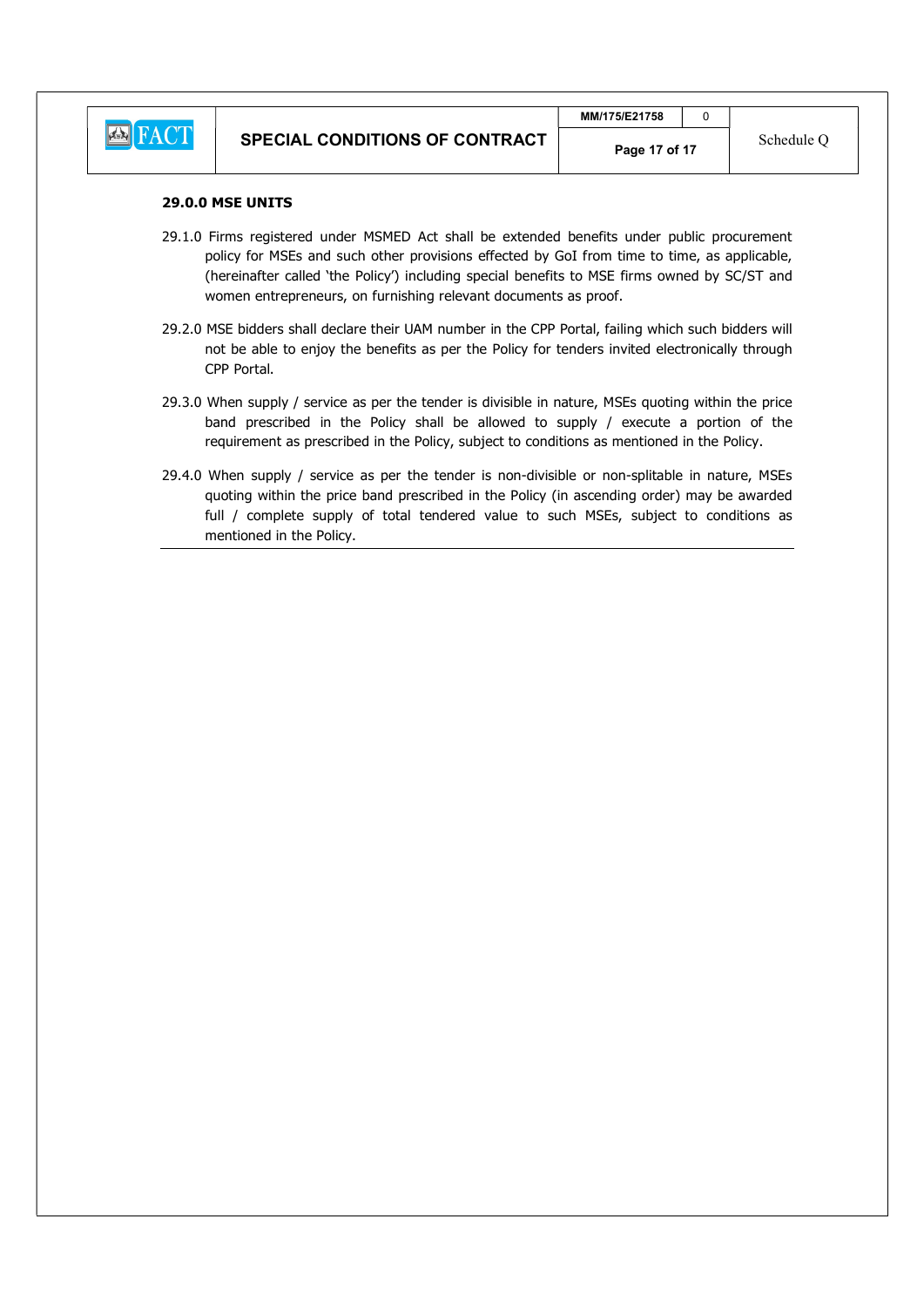**29.0.0 MSE UNITS**

29.1.0 Firms registered under MSMED Act shall be extended benefits under public procurement policy for MSEs and such other provisions effected by GoI from time to time, as applicable, (hereinafter called 'the Policy') including special benefits to MSE firms owned by SC/ST and women entrepreneurs, on furnishing relevant documents as proof.

29.2.0 MSE bidders shall declare their UAM number in the CPP Portal, failing which such bidders will not be able to enjoy the benefits as per the Policy for tenders invited electronically through CPP Portal.

29.3.0 When supply / service as per the tender is divisible in nature, MSEs quoting within the price band prescribed in the Policy shall be allowed to supply / execute a portion of the requirement as prescribed in the Policy, subject to conditions as mentioned in the Policy.

29.4.0 When supply / service as per the tender is non-divisible or non-splitable in nature, MSEs quoting within the price band prescribed in the Policy (in ascending order) may be awarded full / complete supply of total tendered value to such MSEs, subject to conditions as mentioned in the Policy.